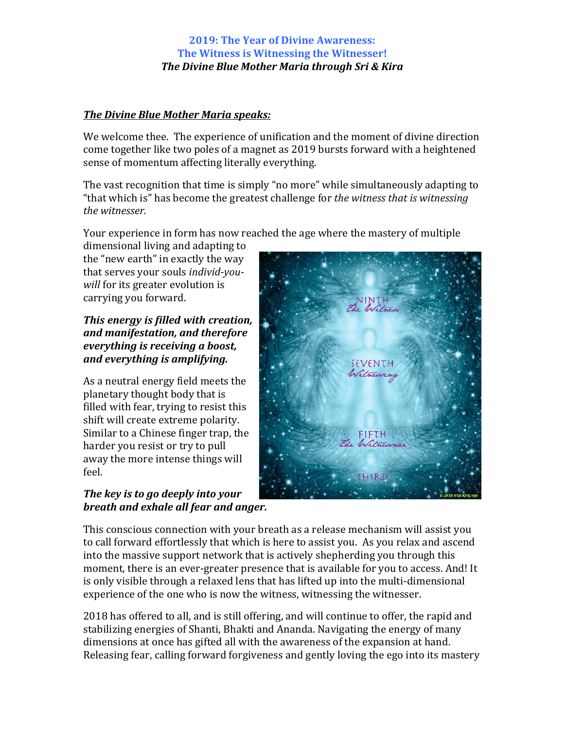## 2019: The Year of Divine Awareness:
## The Witness is Witnessing the Witnesser!
### *The Divine Blue Mother Maria through Sri & Kira*

***The Divine Blue Mother Maria speaks:***

We welcome thee. The experience of unification and the moment of divine direction come together like two poles of a magnet as 2019 bursts forward with a heightened sense of momentum affecting literally everything.

The vast recognition that time is simply "no more" while simultaneously adapting to "that which is" has become the greatest challenge for *the witness that is witnessing the witnesser.*

Your experience in form has now reached the age where the mastery of multiple dimensional living and adapting to the "new earth" in exactly the way that serves your souls *individ-you-will* for its greater evolution is carrying you forward.

***This energy is filled with creation, and manifestation, and therefore everything is receiving a boost, and everything is amplifying.***

As a neutral energy field meets the planetary thought body that is filled with fear, trying to resist this shift will create extreme polarity. Similar to a Chinese finger trap, the harder you resist or try to pull away the more intense things will feel.

***The key is to go deeply into your breath and exhale all fear and anger.***

This conscious connection with your breath as a release mechanism will assist you to call forward effortlessly that which is here to assist you. As you relax and ascend into the massive support network that is actively shepherding you through this moment, there is an ever-greater presence that is available for you to access. And! It is only visible through a relaxed lens that has lifted up into the multi-dimensional experience of the one who is now the witness, witnessing the witnesser.

2018 has offered to all, and is still offering, and will continue to offer, the rapid and stabilizing energies of Shanti, Bhakti and Ananda. Navigating the energy of many dimensions at once has gifted all with the awareness of the expansion at hand. Releasing fear, calling forward forgiveness and gently loving the ego into its mastery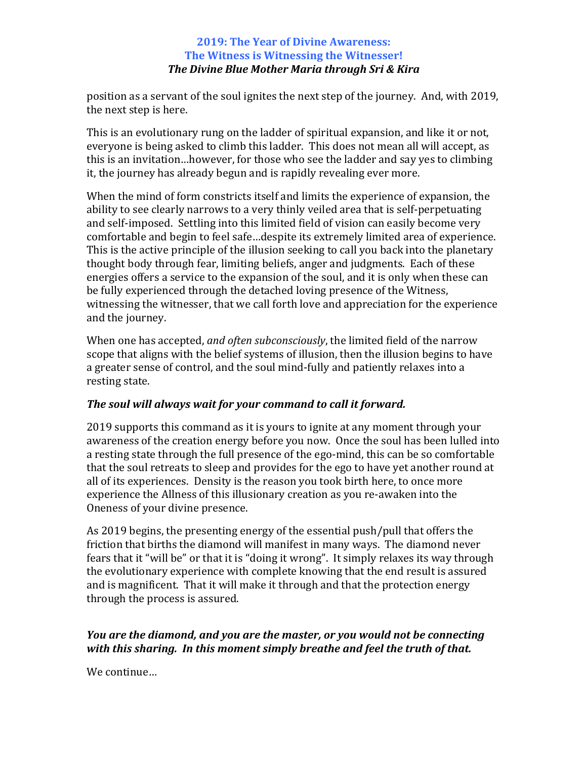position as a servant of the soul ignites the next step of the journey. And, with 2019, the next step is here.

This is an evolutionary rung on the ladder of spiritual expansion, and like it or not, everyone is being asked to climb this ladder. This does not mean all will accept, as this is an invitation…however, for those who see the ladder and say yes to climbing it, the journey has already begun and is rapidly revealing ever more.

When the mind of form constricts itself and limits the experience of expansion, the ability to see clearly narrows to a very thinly veiled area that is self-perpetuating and self-imposed. Settling into this limited field of vision can easily become very comfortable and begin to feel safe…despite its extremely limited area of experience. This is the active principle of the illusion seeking to call you back into the planetary thought body through fear, limiting beliefs, anger and judgments. Each of these energies offers a service to the expansion of the soul, and it is only when these can be fully experienced through the detached loving presence of the Witness, witnessing the witnesser, that we call forth love and appreciation for the experience and the journey.

When one has accepted, *and often subconsciously*, the limited field of the narrow scope that aligns with the belief systems of illusion, then the illusion begins to have a greater sense of control, and the soul mind-fully and patiently relaxes into a resting state.

***The soul will always wait for your command to call it forward.***

2019 supports this command as it is yours to ignite at any moment through your awareness of the creation energy before you now. Once the soul has been lulled into a resting state through the full presence of the ego-mind, this can be so comfortable that the soul retreats to sleep and provides for the ego to have yet another round at all of its experiences. Density is the reason you took birth here, to once more experience the Allness of this illusionary creation as you re-awaken into the Oneness of your divine presence.

As 2019 begins, the presenting energy of the essential push/pull that offers the friction that births the diamond will manifest in many ways. The diamond never fears that it "will be" or that it is "doing it wrong". It simply relaxes its way through the evolutionary experience with complete knowing that the end result is assured and is magnificent. That it will make it through and that the protection energy through the process is assured.

***You are the diamond, and you are the master, or you would not be connecting with this sharing. In this moment simply breathe and feel the truth of that.***

We continue…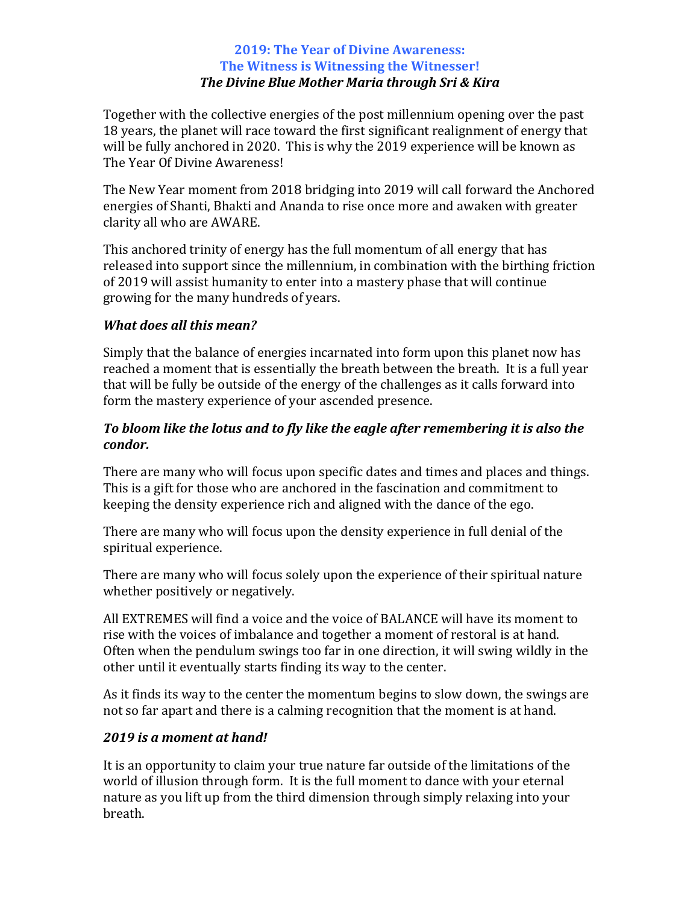## 2019: The Year of Divine Awareness:
## The Witness is Witnessing the Witnesser!
### *The Divine Blue Mother Maria through Sri & Kira*

Together with the collective energies of the post millennium opening over the past 18 years, the planet will race toward the first significant realignment of energy that will be fully anchored in 2020. This is why the 2019 experience will be known as The Year Of Divine Awareness!

The New Year moment from 2018 bridging into 2019 will call forward the Anchored energies of Shanti, Bhakti and Ananda to rise once more and awaken with greater clarity all who are AWARE.

This anchored trinity of energy has the full momentum of all energy that has released into support since the millennium, in combination with the birthing friction of 2019 will assist humanity to enter into a mastery phase that will continue growing for the many hundreds of years.

***What does all this mean?***

Simply that the balance of energies incarnated into form upon this planet now has reached a moment that is essentially the breath between the breath. It is a full year that will be fully be outside of the energy of the challenges as it calls forward into form the mastery experience of your ascended presence.

***To bloom like the lotus and to fly like the eagle after remembering it is also the condor.***

There are many who will focus upon specific dates and times and places and things. This is a gift for those who are anchored in the fascination and commitment to keeping the density experience rich and aligned with the dance of the ego.

There are many who will focus upon the density experience in full denial of the spiritual experience.

There are many who will focus solely upon the experience of their spiritual nature whether positively or negatively.

All EXTREMES will find a voice and the voice of BALANCE will have its moment to rise with the voices of imbalance and together a moment of restoral is at hand. Often when the pendulum swings too far in one direction, it will swing wildly in the other until it eventually starts finding its way to the center.

As it finds its way to the center the momentum begins to slow down, the swings are not so far apart and there is a calming recognition that the moment is at hand.

***2019 is a moment at hand!***

It is an opportunity to claim your true nature far outside of the limitations of the world of illusion through form. It is the full moment to dance with your eternal nature as you lift up from the third dimension through simply relaxing into your breath.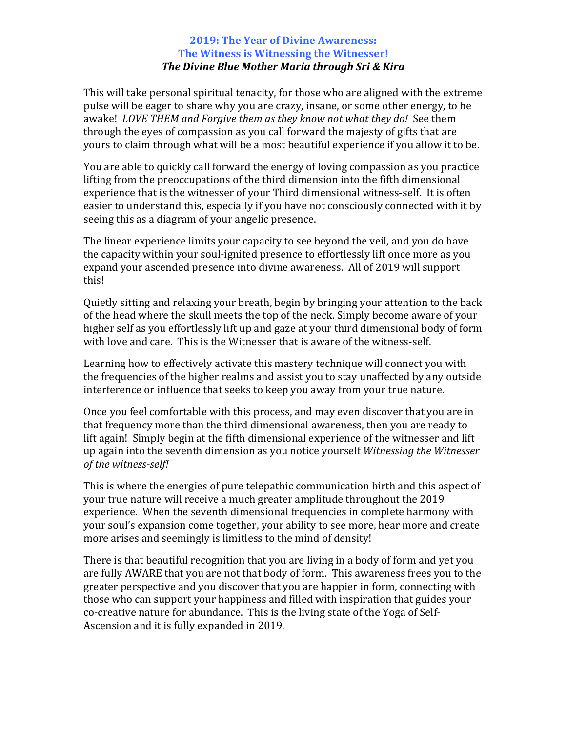## 2019: The Year of Divine Awareness: The Witness is Witnessing the Witnesser!

***The Divine Blue Mother Maria through Sri & Kira***

This will take personal spiritual tenacity, for those who are aligned with the extreme pulse will be eager to share why you are crazy, insane, or some other energy, to be awake! *LOVE THEM and Forgive them as they know not what they do!* See them through the eyes of compassion as you call forward the majesty of gifts that are yours to claim through what will be a most beautiful experience if you allow it to be.

You are able to quickly call forward the energy of loving compassion as you practice lifting from the preoccupations of the third dimension into the fifth dimensional experience that is the witnesser of your Third dimensional witness-self. It is often easier to understand this, especially if you have not consciously connected with it by seeing this as a diagram of your angelic presence.

The linear experience limits your capacity to see beyond the veil, and you do have the capacity within your soul-ignited presence to effortlessly lift once more as you expand your ascended presence into divine awareness. All of 2019 will support this!

Quietly sitting and relaxing your breath, begin by bringing your attention to the back of the head where the skull meets the top of the neck. Simply become aware of your higher self as you effortlessly lift up and gaze at your third dimensional body of form with love and care. This is the Witnesser that is aware of the witness-self.

Learning how to effectively activate this mastery technique will connect you with the frequencies of the higher realms and assist you to stay unaffected by any outside interference or influence that seeks to keep you away from your true nature.

Once you feel comfortable with this process, and may even discover that you are in that frequency more than the third dimensional awareness, then you are ready to lift again! Simply begin at the fifth dimensional experience of the witnesser and lift up again into the seventh dimension as you notice yourself *Witnessing the Witnesser of the witness-self!*

This is where the energies of pure telepathic communication birth and this aspect of your true nature will receive a much greater amplitude throughout the 2019 experience. When the seventh dimensional frequencies in complete harmony with your soul's expansion come together, your ability to see more, hear more and create more arises and seemingly is limitless to the mind of density!

There is that beautiful recognition that you are living in a body of form and yet you are fully AWARE that you are not that body of form. This awareness frees you to the greater perspective and you discover that you are happier in form, connecting with those who can support your happiness and filled with inspiration that guides your co-creative nature for abundance. This is the living state of the Yoga of Self-Ascension and it is fully expanded in 2019.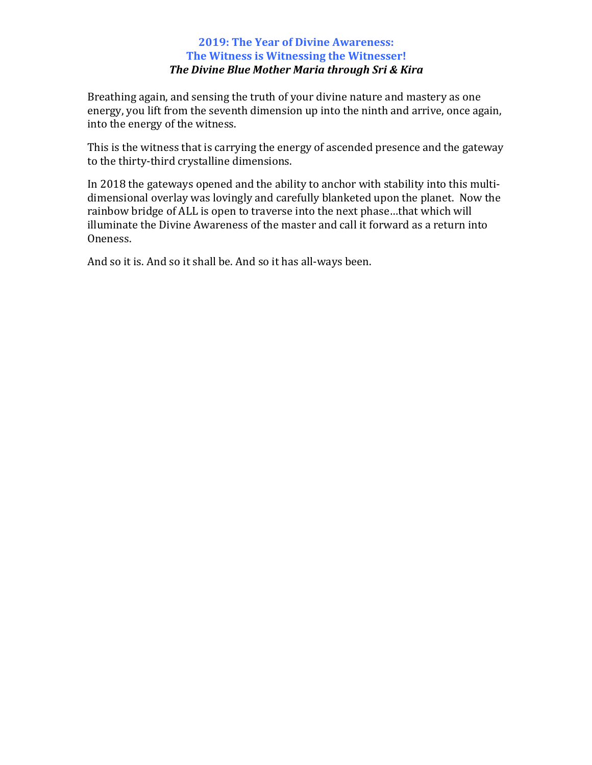**2019: The Year of Divine Awareness:**
**The Witness is Witnessing the Witnesser!**
***The Divine Blue Mother Maria through Sri & Kira***

Breathing again, and sensing the truth of your divine nature and mastery as one energy, you lift from the seventh dimension up into the ninth and arrive, once again, into the energy of the witness.

This is the witness that is carrying the energy of ascended presence and the gateway to the thirty-third crystalline dimensions.

In 2018 the gateways opened and the ability to anchor with stability into this multi-dimensional overlay was lovingly and carefully blanketed upon the planet. Now the rainbow bridge of ALL is open to traverse into the next phase…that which will illuminate the Divine Awareness of the master and call it forward as a return into Oneness.

And so it is. And so it shall be. And so it has all-ways been.